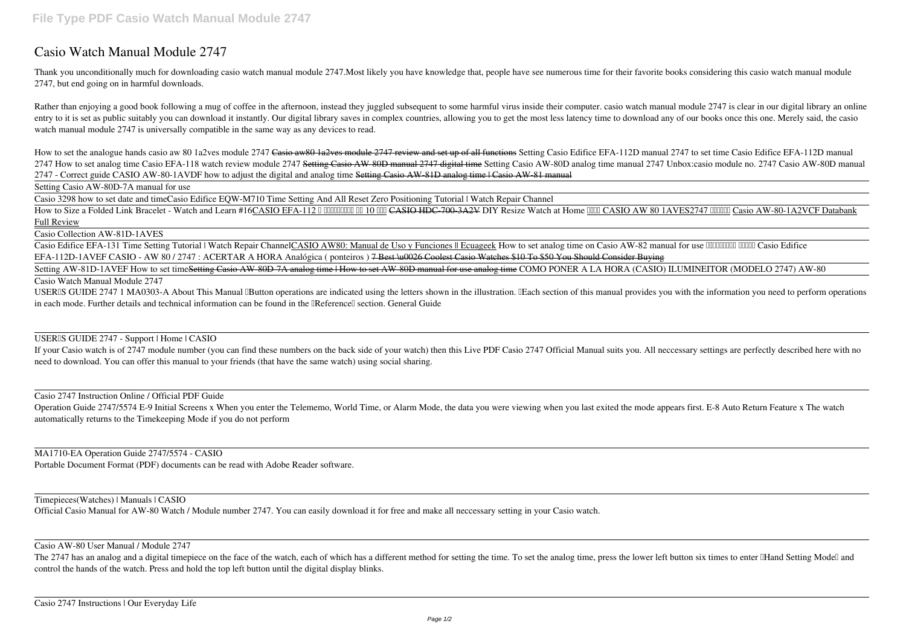# Casio Watch Manual Module 2747

Thank you unconditionally much for downloading casio watch manual module 2747.Most likely you have knowledge that, people have see numerous time for their favorite books considering this casio watch manual module 2747, but end going on in harmful downloads.

Rather than enjoying a good book following a mug of coffee in the afternoon, instead they juggled subsequent to some harmful virus inside their computer. casio watch manual module 2747 is clear in our digital library an online entry to it is set as public suitably you can download it instantly. Our digital library saves in complex countries, allowing you to get the most less latency time to download any of our books once this one. Merely said, the casio watch manual module 2747 is universally compatible in the same way as any devices to read.

*How to set the analogue hands casio aw 80 1a2ves module 2747* ~~Casio aw80 1a2ves module 2747 review and set up of all functions~~ *Setting Casio Edifice EFA-112D manual 2747 to set time* *Casio Edifice EFA-112D manual 2747 How to set analog time* *Casio EFA-118 watch review module 2747* ~~Setting Casio AW-80D manual 2747 digital time~~ *Setting Casio AW-80D analog time manual 2747* *Unbox:casio module no. 2747* *Casio AW-80D manual 2747 - Correct guide* *CASIO AW-80-1AVDF how to adjust the digital and analog time* ~~Setting Casio AW-81D analog time | Casio AW-81 manual~~

Setting Casio AW-80D-7A manual for use

Casio 3298 how to set date and time*Casio Edifice EQW-M710 Time Setting And All Reset Zero Positioning Tutorial | Watch Repair Channel*

How to Size a Folded Link Bracelet - Watch and Learn #16CASIO EFA-112 ? ??????????? ?? 10 ??? ~~CASIO HDC-700-3A2V~~ *DIY Resize Watch at Home* ???? CASIO AW 80 1AVES2747 ?????? Casio AW-80-1A2VCF Databank Full Review

Casio Collection AW-81D-1AVES

Casio Edifice EFA-131 Time Setting Tutorial | Watch Repair ChannelCASIO AW80: Manual de Uso y Funciones || Ecuageek *How to set analog time on Casio AW-82 manual for use* *?????????? ????? Casio Edifice EFA-112D-1AVEF* *CASIO - AW 80 / 2747 : ACERTAR A HORA Analógica ( ponteiros )* ~~7 Best \u0026 Coolest Casio Watches $10 To $50 You Should Consider Buying~~

Setting AW-81D-1AVEF How to set time~~Setting Casio AW-80D-7A analog time | How to set AW-80D manual for use analog time~~ *COMO PONER A LA HORA (CASIO) ILUMINEITOR (MODELO 2747) AW-80*

Casio Watch Manual Module 2747

USER'S GUIDE 2747 1 MA0303-A About This Manual •Button operations are indicated using the letters shown in the illustration. •Each section of this manual provides you with the information you need to perform operations in each mode. Further details and technical information can be found in the "Reference" section. General Guide

USER'S GUIDE 2747 - Support | Home | CASIO

If your Casio watch is of 2747 module number (you can find these numbers on the back side of your watch) then this Live PDF Casio 2747 Official Manual suits you. All neccessary settings are perfectly described here with no need to download. You can offer this manual to your friends (that have the same watch) using social sharing.

Casio 2747 Instruction Online / Official PDF Guide

Operation Guide 2747/5574 E-9 Initial Screens x When you enter the Telememo, World Time, or Alarm Mode, the data you were viewing when you last exited the mode appears first. E-8 Auto Return Feature x The watch automatically returns to the Timekeeping Mode if you do not perform

MA1710-EA Operation Guide 2747/5574 - CASIO

Portable Document Format (PDF) documents can be read with Adobe Reader software.

Timepieces(Watches) | Manuals | CASIO

Official Casio Manual for AW-80 Watch / Module number 2747. You can easily download it for free and make all neccessary setting in your Casio watch.

Casio AW-80 User Manual / Module 2747

The 2747 has an analog and a digital timepiece on the face of the watch, each of which has a different method for setting the time. To set the analog time, press the lower left button six times to enter "Hand Setting Mode" and control the hands of the watch. Press and hold the top left button until the digital display blinks.

Casio 2747 Instructions | Our Everyday Life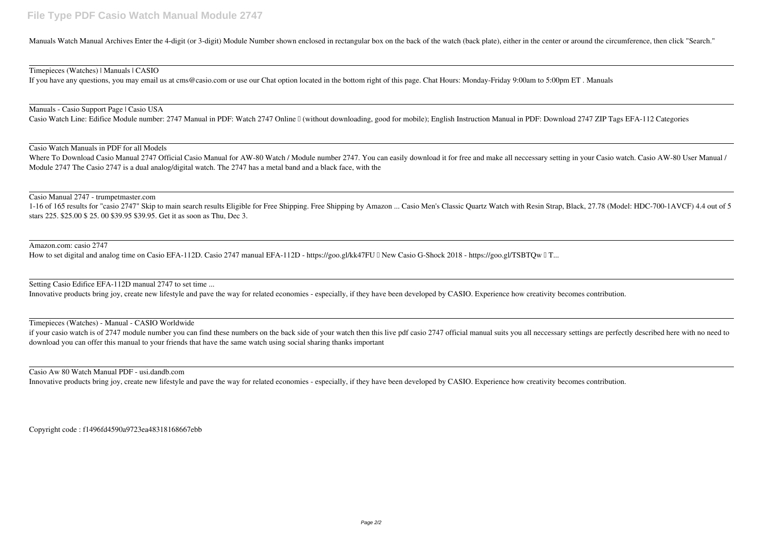Manuals Watch Manual Archives Enter the 4-digit (or 3-digit) Module Number shown enclosed in rectangular box on the back of the watch (back plate), either in the center or around the circumference, then click "Search."

---

Timepieces (Watches) | Manuals | CASIO

If you have any questions, you may email us at cms@casio.com or use our Chat option located in the bottom right of this page. Chat Hours: Monday-Friday 9:00am to 5:00pm ET . Manuals

---

Manuals - Casio Support Page | Casio USA

Casio Watch Line: Edifice Module number: 2747 Manual in PDF: Watch 2747 Online  (without downloading, good for mobile); English Instruction Manual in PDF: Download 2747 ZIP Tags EFA-112 Categories

---

Casio Watch Manuals in PDF for all Models

Where To Download Casio Manual 2747 Official Casio Manual for AW-80 Watch / Module number 2747. You can easily download it for free and make all neccessary setting in your Casio watch. Casio AW-80 User Manual / Module 2747 The Casio 2747 is a dual analog/digital watch. The 2747 has a metal band and a black face, with the

---

Casio Manual 2747 - trumpetmaster.com

1-16 of 165 results for "casio 2747" Skip to main search results Eligible for Free Shipping. Free Shipping by Amazon ... Casio Men's Classic Quartz Watch with Resin Strap, Black, 27.78 (Model: HDC-700-1AVCF) 4.4 out of 5 stars 225. $25.00 $ 25. 00 $39.95 $39.95. Get it as soon as Thu, Dec 3.

---

Amazon.com: casio 2747

How to set digital and analog time on Casio EFA-112D. Casio 2747 manual EFA-112D - https://goo.gl/kk47FU  New Casio G-Shock 2018 - https://goo.gl/TSBTQw  T...

---

Setting Casio Edifice EFA-112D manual 2747 to set time ...

Innovative products bring joy, create new lifestyle and pave the way for related economies - especially, if they have been developed by CASIO. Experience how creativity becomes contribution.

---

Timepieces (Watches) - Manual - CASIO Worldwide

if your casio watch is of 2747 module number you can find these numbers on the back side of your watch then this live pdf casio 2747 official manual suits you all neccessary settings are perfectly described here with no need to download you can offer this manual to your friends that have the same watch using social sharing thanks important

---

Casio Aw 80 Watch Manual PDF - usi.dandb.com

Innovative products bring joy, create new lifestyle and pave the way for related economies - especially, if they have been developed by CASIO. Experience how creativity becomes contribution.

Copyright code : f1496fd4590a9723ea48318168667ebb